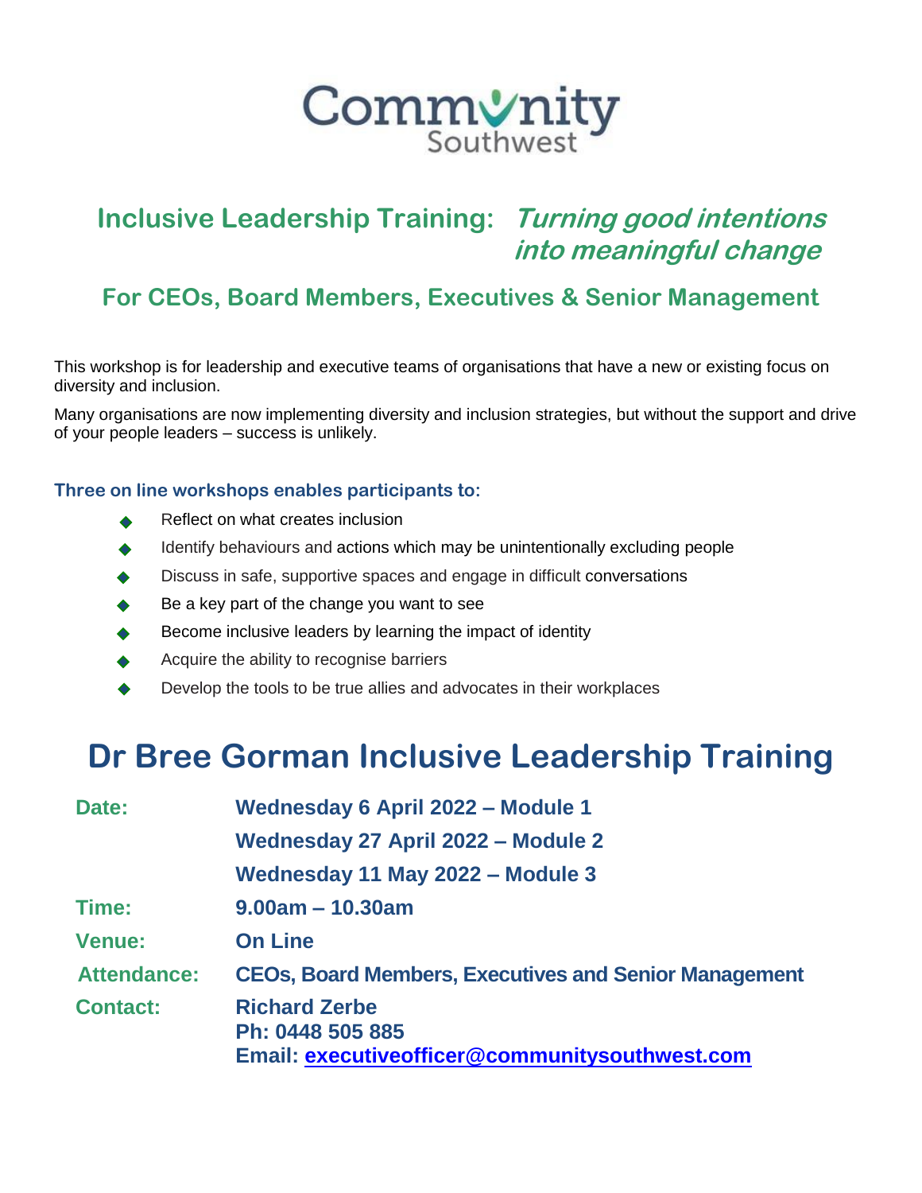Community Southwest

# Inclusive Leadership Training: *Turning good intentions into meaningful change*

## For CEOs, Board Members, Executives & Senior Management

This workshop is for leadership and executive teams of organisations that have a new or existing focus on diversity and inclusion.

Many organisations are now implementing diversity and inclusion strategies, but without the support and drive of your people leaders – success is unlikely.

### Three on line workshops enables participants to:

- Reflect on what creates inclusion
- Identify behaviours and actions which may be unintentionally excluding people
- Discuss in safe, supportive spaces and engage in difficult conversations
- Be a key part of the change you want to see
- Become inclusive leaders by learning the impact of identity
- Acquire the ability to recognise barriers
- Develop the tools to be true allies and advocates in their workplaces

# Dr Bree Gorman Inclusive Leadership Training

| | |
|---|---|
| **Date:** | **Wednesday 6 April 2022 – Module 1** |
| | **Wednesday 27 April 2022 – Module 2** |
| | **Wednesday 11 May 2022 – Module 3** |
| **Time:** | **9.00am – 10.30am** |
| **Venue:** | **On Line** |
| **Attendance:** | **CEOs, Board Members, Executives and Senior Management** |
| **Contact:** | **Richard Zerbe**<br>**Ph: 0448 505 885**<br>**Email: executiveofficer@communitysouthwest.com** |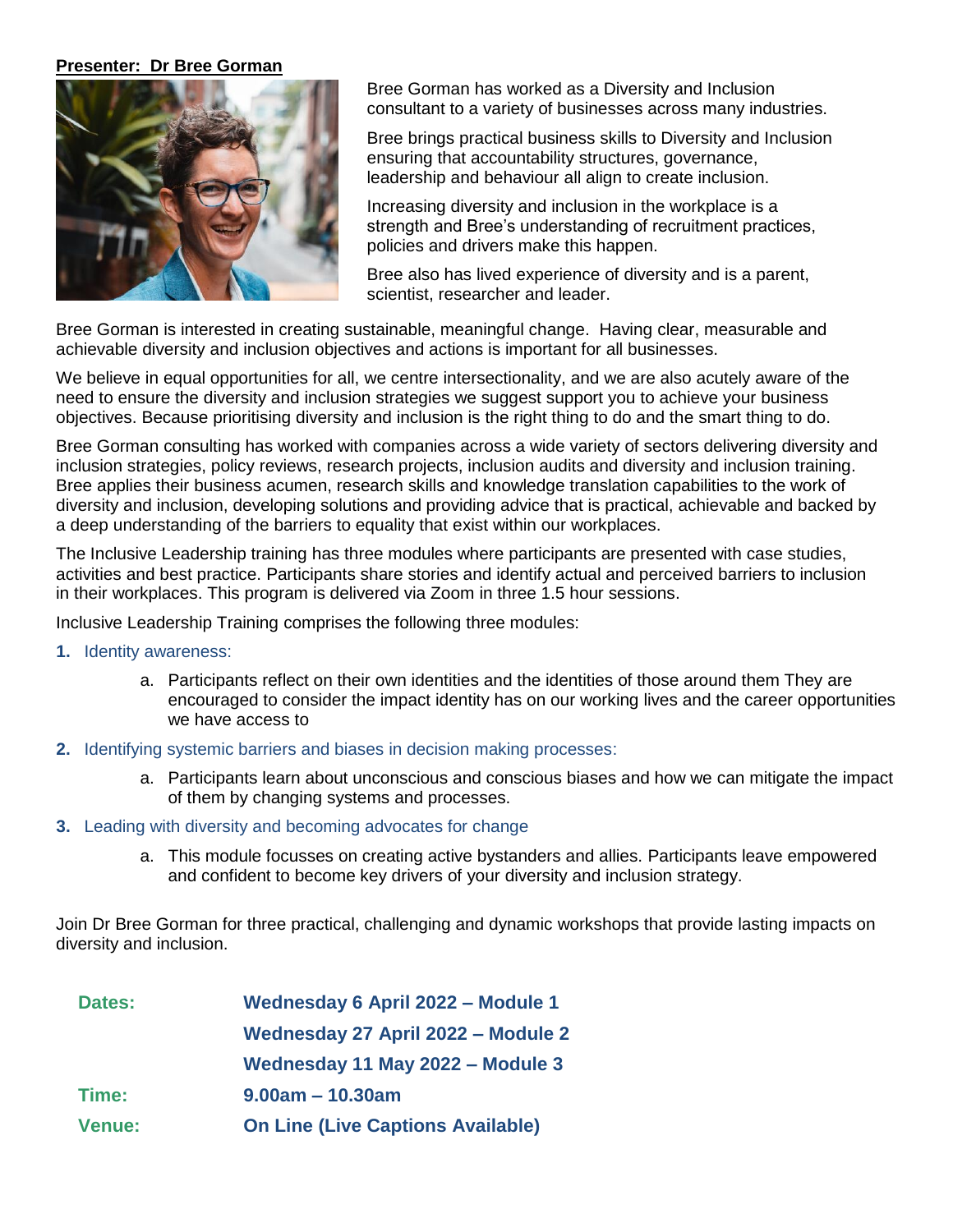**Presenter: Dr Bree Gorman**

Bree Gorman has worked as a Diversity and Inclusion consultant to a variety of businesses across many industries.

Bree brings practical business skills to Diversity and Inclusion ensuring that accountability structures, governance, leadership and behaviour all align to create inclusion.

Increasing diversity and inclusion in the workplace is a strength and Bree's understanding of recruitment practices, policies and drivers make this happen.

Bree also has lived experience of diversity and is a parent, scientist, researcher and leader.

Bree Gorman is interested in creating sustainable, meaningful change. Having clear, measurable and achievable diversity and inclusion objectives and actions is important for all businesses.

We believe in equal opportunities for all, we centre intersectionality, and we are also acutely aware of the need to ensure the diversity and inclusion strategies we suggest support you to achieve your business objectives. Because prioritising diversity and inclusion is the right thing to do and the smart thing to do.

Bree Gorman consulting has worked with companies across a wide variety of sectors delivering diversity and inclusion strategies, policy reviews, research projects, inclusion audits and diversity and inclusion training. Bree applies their business acumen, research skills and knowledge translation capabilities to the work of diversity and inclusion, developing solutions and providing advice that is practical, achievable and backed by a deep understanding of the barriers to equality that exist within our workplaces.

The Inclusive Leadership training has three modules where participants are presented with case studies, activities and best practice. Participants share stories and identify actual and perceived barriers to inclusion in their workplaces. This program is delivered via Zoom in three 1.5 hour sessions.

Inclusive Leadership Training comprises the following three modules:

1. Identity awareness:
   a. Participants reflect on their own identities and the identities of those around them They are encouraged to consider the impact identity has on our working lives and the career opportunities we have access to
2. Identifying systemic barriers and biases in decision making processes:
   a. Participants learn about unconscious and conscious biases and how we can mitigate the impact of them by changing systems and processes.
3. Leading with diversity and becoming advocates for change
   a. This module focusses on creating active bystanders and allies. Participants leave empowered and confident to become key drivers of your diversity and inclusion strategy.

Join Dr Bree Gorman for three practical, challenging and dynamic workshops that provide lasting impacts on diversity and inclusion.

| | |
|---|---|
| **Dates:** | **Wednesday 6 April 2022 – Module 1** |
| | **Wednesday 27 April 2022 – Module 2** |
| | **Wednesday 11 May 2022 – Module 3** |
| **Time:** | **9.00am – 10.30am** |
| **Venue:** | **On Line (Live Captions Available)** |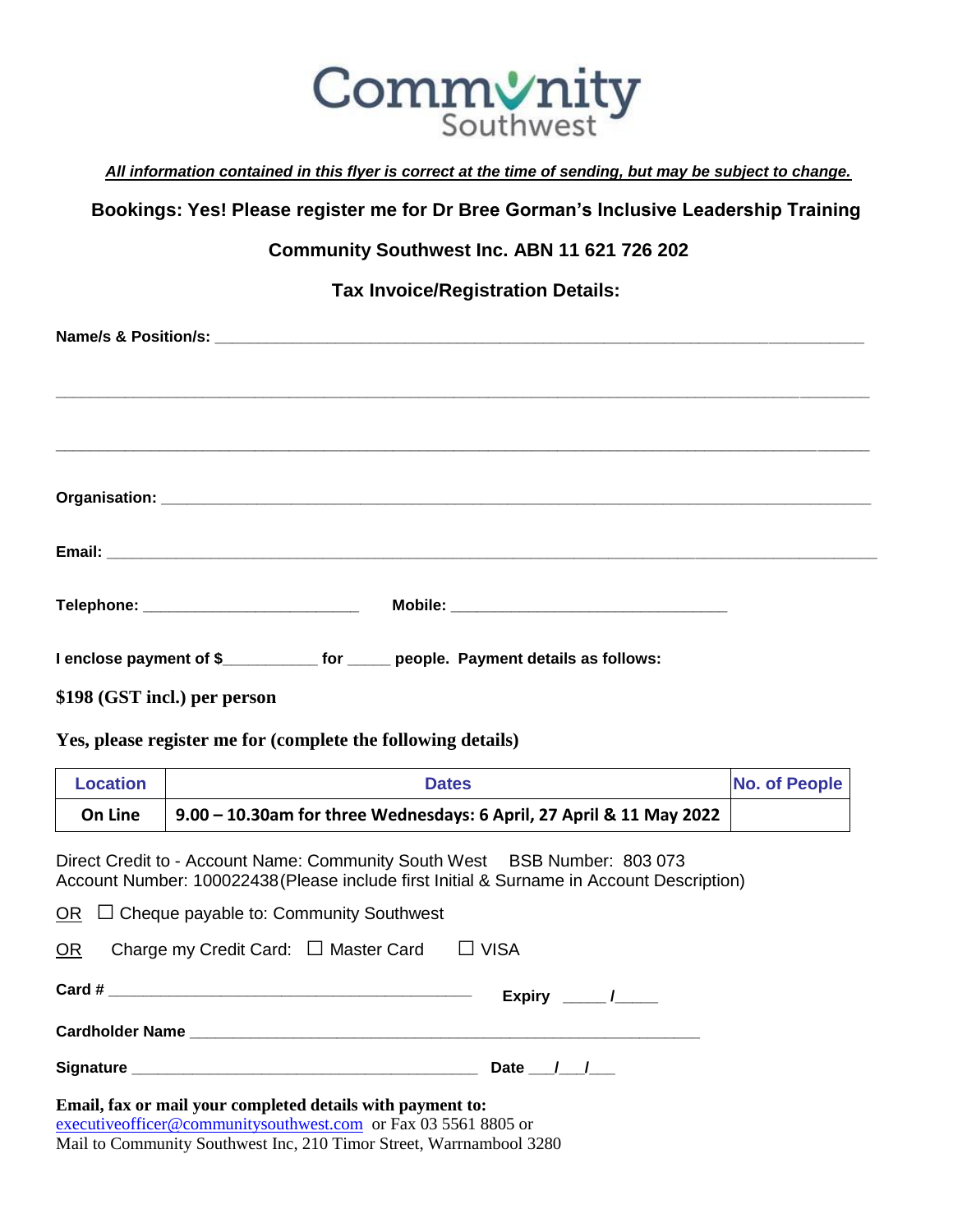Community Southwest

***<u>All information contained in this flyer is correct at the time of sending, but may be subject to change.</u>***

**Bookings: Yes! Please register me for Dr Bree Gorman's Inclusive Leadership Training**

**Community Southwest Inc. ABN 11 621 726 202**

**Tax Invoice/Registration Details:**

**Name/s & Position/s:** ______________________________________________________________

______________________________________________________________

______________________________________________________________

**Organisation:** ______________________________________________________________

**Email:** ______________________________________________________________

**Telephone:** ________________________ **Mobile:** ______________________________

**I enclose payment of $__________ for _____ people. Payment details as follows:**

**$198 (GST incl.) per person**

**Yes, please register me for (complete the following details)**

| Location | Dates | No. of People |
|---|---|---|
| On Line | 9.00 – 10.30am for three Wednesdays: 6 April, 27 April & 11 May 2022 | |

Direct Credit to - Account Name: Community South West BSB Number: 803 073
Account Number: 100022438 (Please include first Initial & Surname in Account Description)

<u>OR</u> ☐ Cheque payable to: Community Southwest

<u>OR</u> Charge my Credit Card: ☐ Master Card ☐ VISA

**Card #** ________________________________________ **Expiry** _____ **/**_____

**Cardholder Name** ______________________________________________________

**Signature** ______________________________________ **Date** ___/___/___

**Email, fax or mail your completed details with payment to:**
executiveofficer@communitysouthwest.com or Fax 03 5561 8805 or
Mail to Community Southwest Inc, 210 Timor Street, Warrnambool 3280